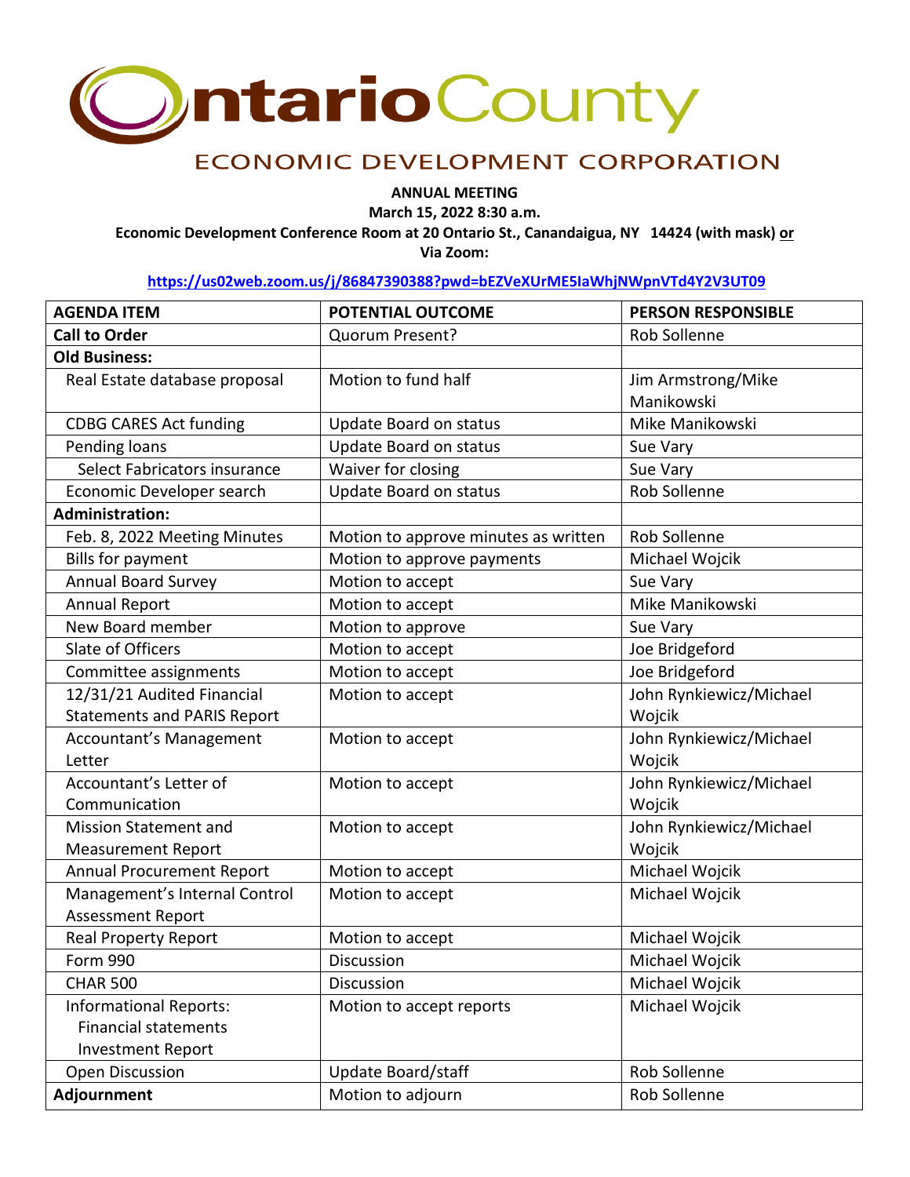# Ontario County

## ECONOMIC DEVELOPMENT CORPORATION

**ANNUAL MEETING**
**March 15, 2022 8:30 a.m.**
**Economic Development Conference Room at 20 Ontario St., Canandaigua, NY 14424 (with mask) or**
**Via Zoom:**

**https://us02web.zoom.us/j/86847390388?pwd=bEZVeXUrME5IaWhjNWpnVTd4Y2V3UT09**

| AGENDA ITEM | POTENTIAL OUTCOME | PERSON RESPONSIBLE |
|---|---|---|
| **Call to Order** | Quorum Present? | Rob Sollenne |
| **Old Business:** | | |
| Real Estate database proposal | Motion to fund half | Jim Armstrong/Mike Manikowski |
| CDBG CARES Act funding | Update Board on status | Mike Manikowski |
| Pending loans | Update Board on status | Sue Vary |
| Select Fabricators insurance | Waiver for closing | Sue Vary |
| Economic Developer search | Update Board on status | Rob Sollenne |
| **Administration:** | | |
| Feb. 8, 2022 Meeting Minutes | Motion to approve minutes as written | Rob Sollenne |
| Bills for payment | Motion to approve payments | Michael Wojcik |
| Annual Board Survey | Motion to accept | Sue Vary |
| Annual Report | Motion to accept | Mike Manikowski |
| New Board member | Motion to approve | Sue Vary |
| Slate of Officers | Motion to accept | Joe Bridgeford |
| Committee assignments | Motion to accept | Joe Bridgeford |
| 12/31/21 Audited Financial Statements and PARIS Report | Motion to accept | John Rynkiewicz/Michael Wojcik |
| Accountant's Management Letter | Motion to accept | John Rynkiewicz/Michael Wojcik |
| Accountant's Letter of Communication | Motion to accept | John Rynkiewicz/Michael Wojcik |
| Mission Statement and Measurement Report | Motion to accept | John Rynkiewicz/Michael Wojcik |
| Annual Procurement Report | Motion to accept | Michael Wojcik |
| Management's Internal Control Assessment Report | Motion to accept | Michael Wojcik |
| Real Property Report | Motion to accept | Michael Wojcik |
| Form 990 | Discussion | Michael Wojcik |
| CHAR 500 | Discussion | Michael Wojcik |
| Informational Reports: Financial statements, Investment Report | Motion to accept reports | Michael Wojcik |
| Open Discussion | Update Board/staff | Rob Sollenne |
| **Adjournment** | Motion to adjourn | Rob Sollenne |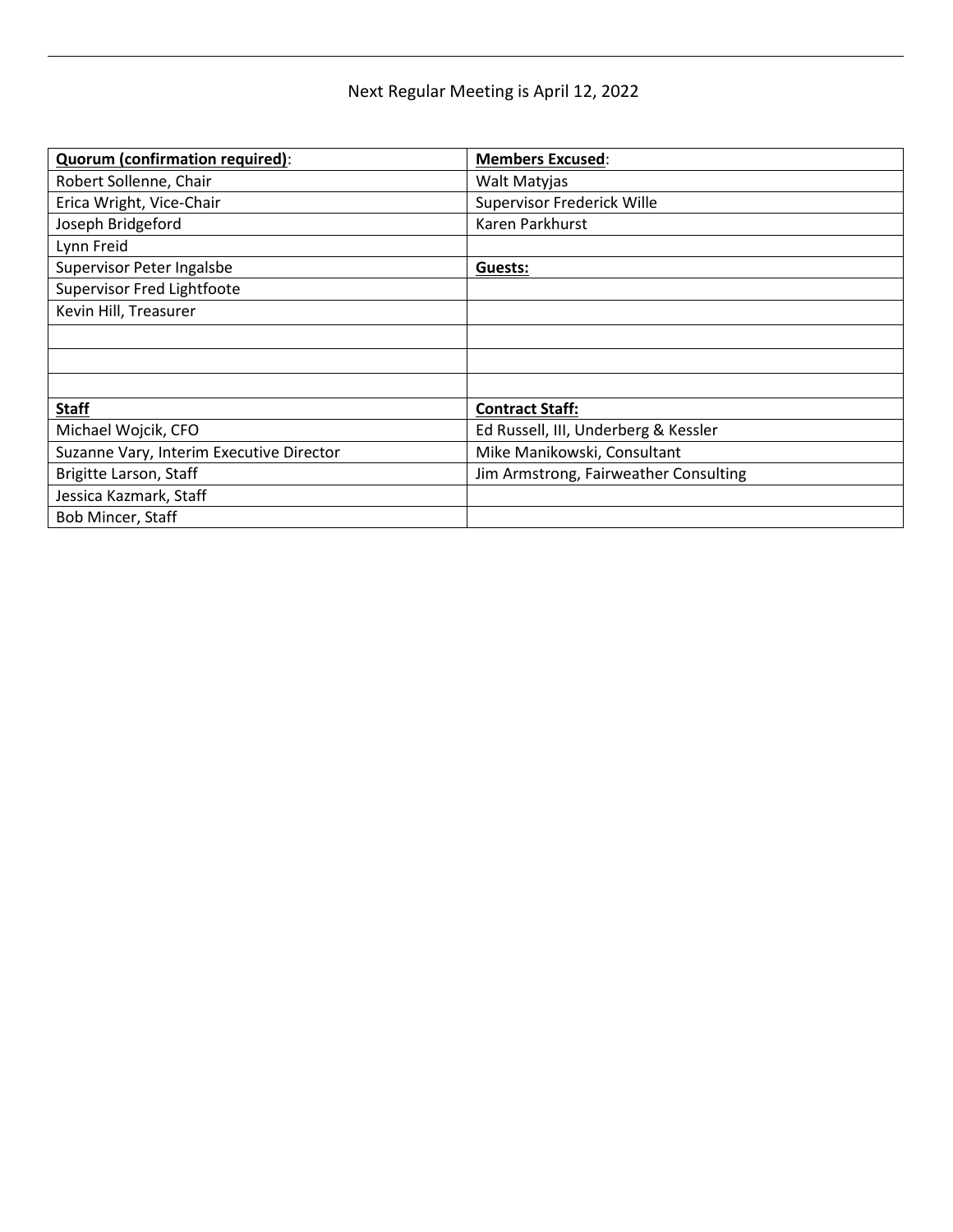Next Regular Meeting is April 12, 2022

| | |
|---|---|
| **Quorum (confirmation required)**: | **Members Excused**: |
| Robert Sollenne, Chair | Walt Matyjas |
| Erica Wright, Vice-Chair | Supervisor Frederick Wille |
| Joseph Bridgeford | Karen Parkhurst |
| Lynn Freid | |
| Supervisor Peter Ingalsbe | **Guests:** |
| Supervisor Fred Lightfoote | |
| Kevin Hill, Treasurer | |
| | |
| | |
| | |
| **Staff** | **Contract Staff:** |
| Michael Wojcik, CFO | Ed Russell, III, Underberg & Kessler |
| Suzanne Vary, Interim Executive Director | Mike Manikowski, Consultant |
| Brigitte Larson, Staff | Jim Armstrong, Fairweather Consulting |
| Jessica Kazmark, Staff | |
| Bob Mincer, Staff | |